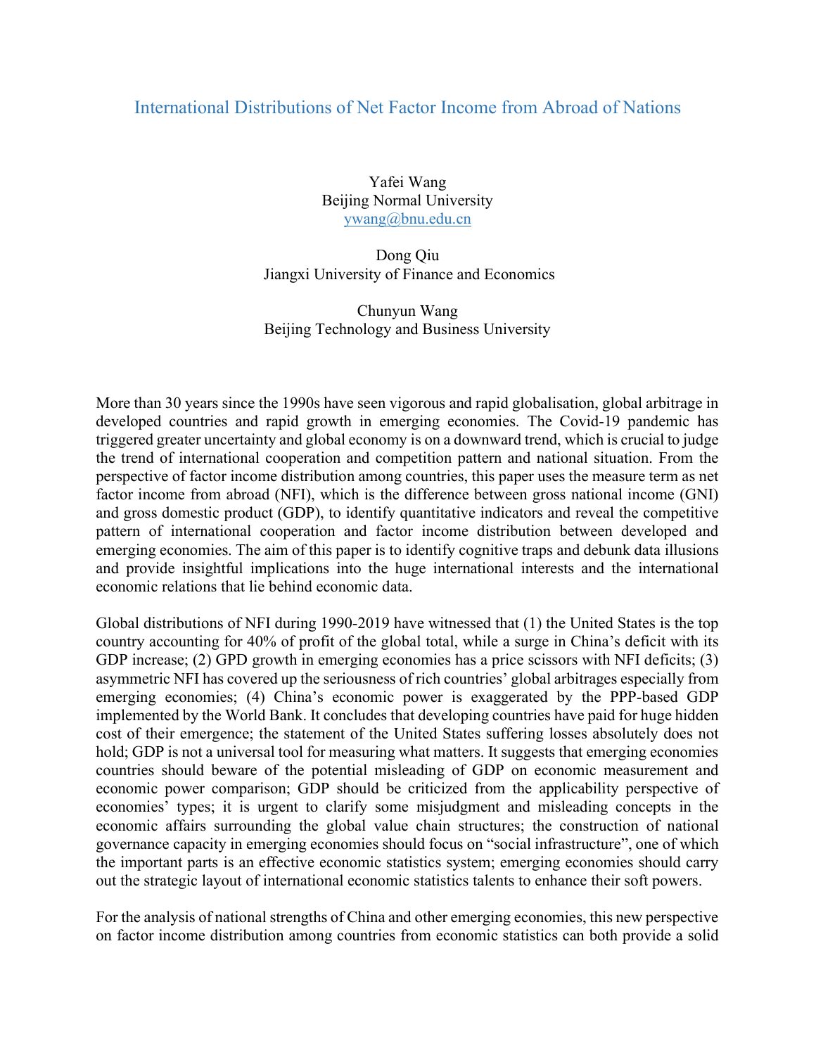# International Distributions of Net Factor Income from Abroad of Nations

Yafei Wang  
Beijing Normal University  
ywang@bnu.edu.cn

Dong Qiu  
Jiangxi University of Finance and Economics

Chunyun Wang  
Beijing Technology and Business University

More than 30 years since the 1990s have seen vigorous and rapid globalisation, global arbitrage in developed countries and rapid growth in emerging economies. The Covid-19 pandemic has triggered greater uncertainty and global economy is on a downward trend, which is crucial to judge the trend of international cooperation and competition pattern and national situation. From the perspective of factor income distribution among countries, this paper uses the measure term as net factor income from abroad (NFI), which is the difference between gross national income (GNI) and gross domestic product (GDP), to identify quantitative indicators and reveal the competitive pattern of international cooperation and factor income distribution between developed and emerging economies. The aim of this paper is to identify cognitive traps and debunk data illusions and provide insightful implications into the huge international interests and the international economic relations that lie behind economic data.

Global distributions of NFI during 1990-2019 have witnessed that (1) the United States is the top country accounting for 40% of profit of the global total, while a surge in China's deficit with its GDP increase; (2) GPD growth in emerging economies has a price scissors with NFI deficits; (3) asymmetric NFI has covered up the seriousness of rich countries' global arbitrages especially from emerging economies; (4) China's economic power is exaggerated by the PPP-based GDP implemented by the World Bank. It concludes that developing countries have paid for huge hidden cost of their emergence; the statement of the United States suffering losses absolutely does not hold; GDP is not a universal tool for measuring what matters. It suggests that emerging economies countries should beware of the potential misleading of GDP on economic measurement and economic power comparison; GDP should be criticized from the applicability perspective of economies' types; it is urgent to clarify some misjudgment and misleading concepts in the economic affairs surrounding the global value chain structures; the construction of national governance capacity in emerging economies should focus on "social infrastructure", one of which the important parts is an effective economic statistics system; emerging economies should carry out the strategic layout of international economic statistics talents to enhance their soft powers.

For the analysis of national strengths of China and other emerging economies, this new perspective on factor income distribution among countries from economic statistics can both provide a solid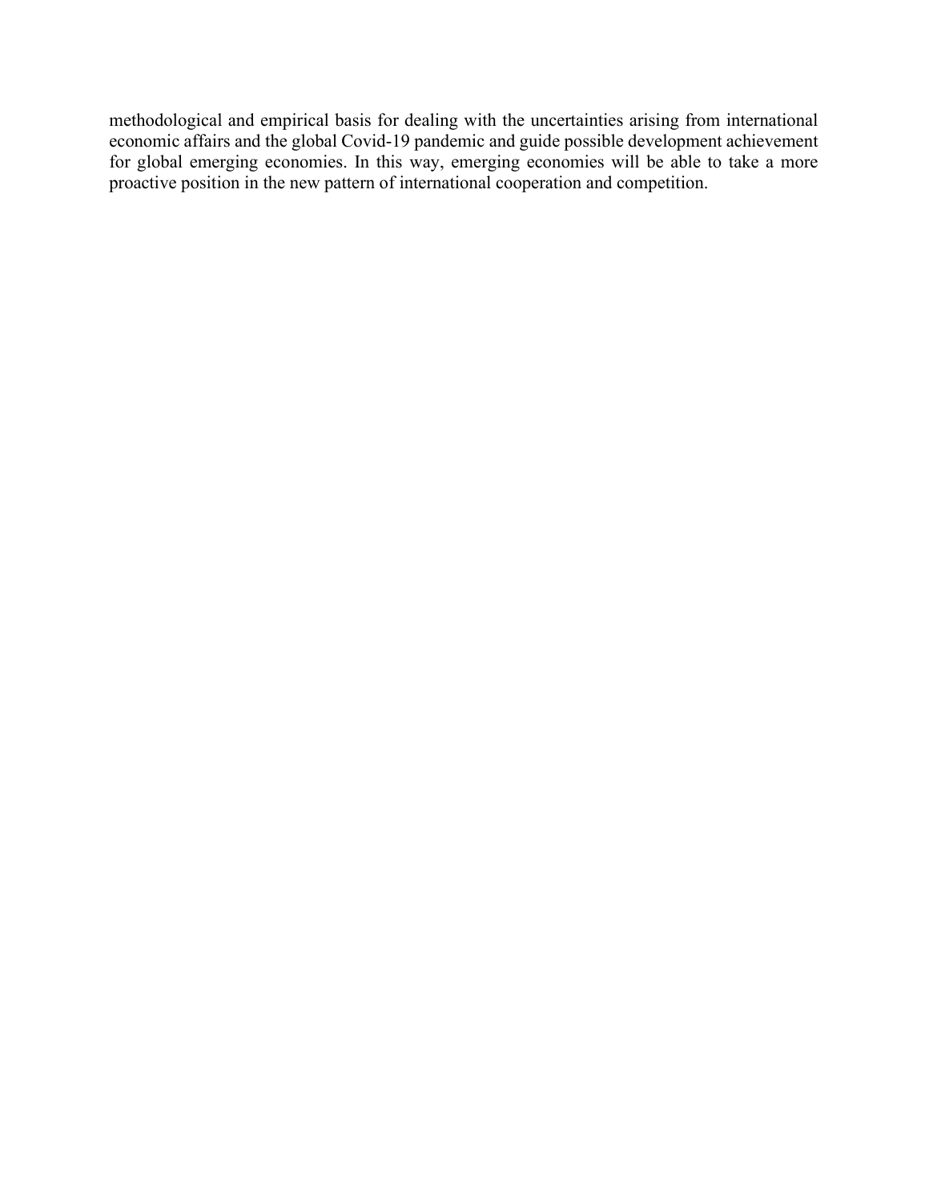methodological and empirical basis for dealing with the uncertainties arising from international economic affairs and the global Covid-19 pandemic and guide possible development achievement for global emerging economies. In this way, emerging economies will be able to take a more proactive position in the new pattern of international cooperation and competition.